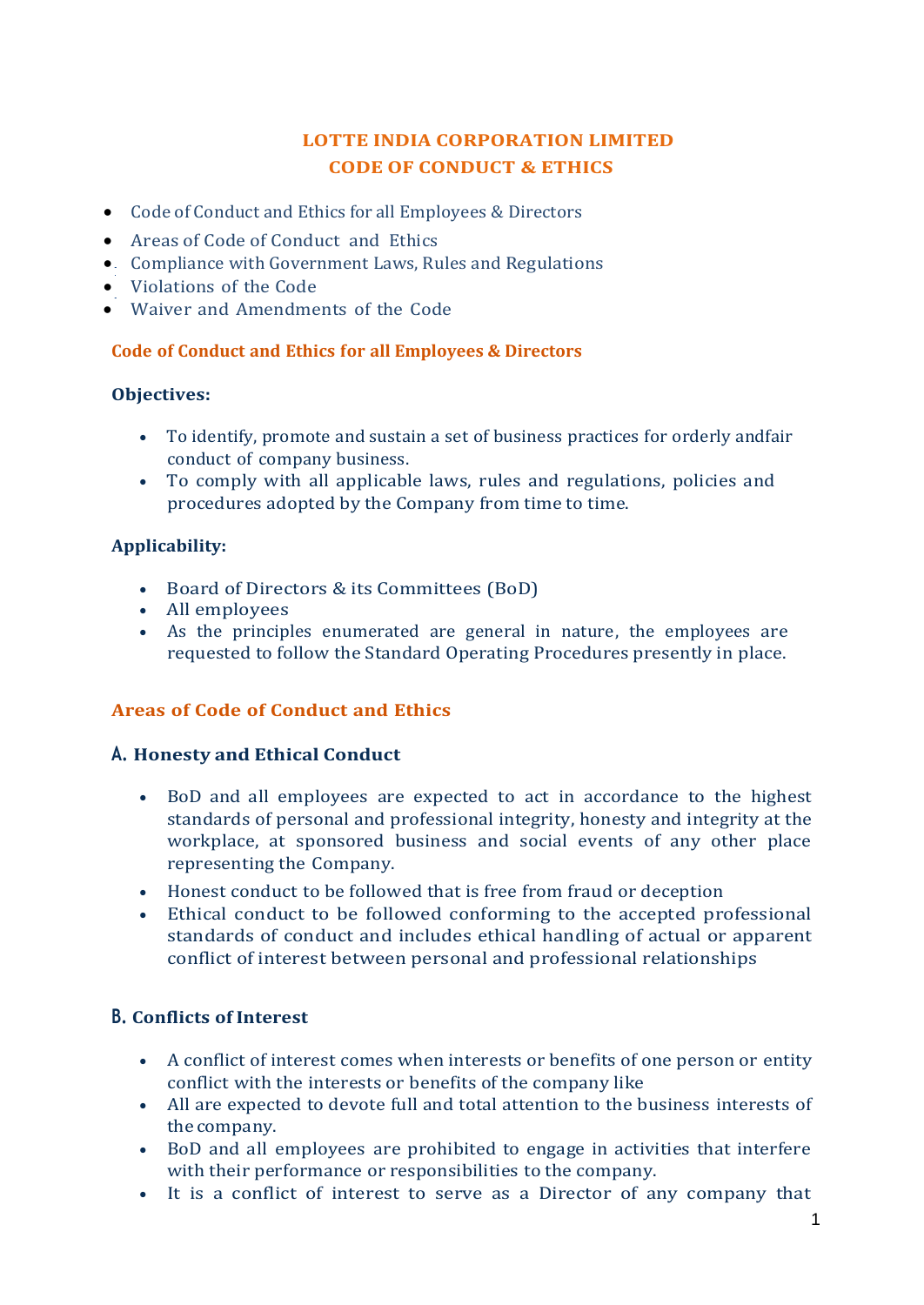# LOTTE INDIA CORPORATION LIMITED
# CODE OF CONDUCT & ETHICS

- Code of Conduct and Ethics for all Employees & Directors
- Areas of Code of Conduct and Ethics
- Compliance with Government Laws, Rules and Regulations
- Violations of the Code
- Waiver and Amendments of the Code

## Code of Conduct and Ethics for all Employees & Directors

**Objectives:**

- To identify, promote and sustain a set of business practices for orderly andfair conduct of company business.
- To comply with all applicable laws, rules and regulations, policies and procedures adopted by the Company from time to time.

**Applicability:**

- Board of Directors & its Committees (BoD)
- All employees
- As the principles enumerated are general in nature, the employees are requested to follow the Standard Operating Procedures presently in place.

## Areas of Code of Conduct and Ethics

### A. Honesty and Ethical Conduct

- BoD and all employees are expected to act in accordance to the highest standards of personal and professional integrity, honesty and integrity at the workplace, at sponsored business and social events of any other place representing the Company.
- Honest conduct to be followed that is free from fraud or deception
- Ethical conduct to be followed conforming to the accepted professional standards of conduct and includes ethical handling of actual or apparent conflict of interest between personal and professional relationships

### B. Conflicts of Interest

- A conflict of interest comes when interests or benefits of one person or entity conflict with the interests or benefits of the company like
- All are expected to devote full and total attention to the business interests of the company.
- BoD and all employees are prohibited to engage in activities that interfere with their performance or responsibilities to the company.
- It is a conflict of interest to serve as a Director of any company that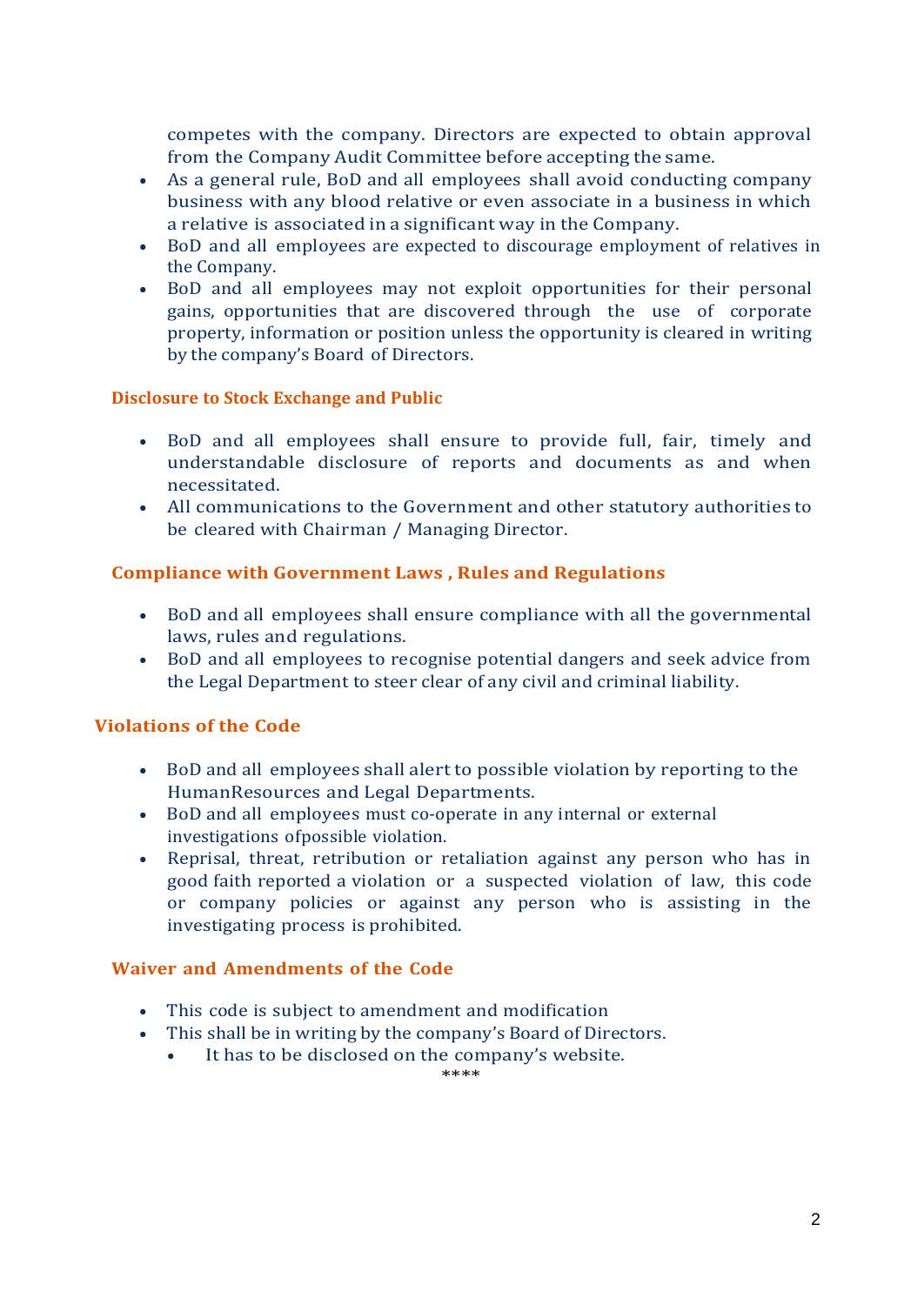competes with the company. Directors are expected to obtain approval from the Company Audit Committee before accepting the same.

- As a general rule, BoD and all employees shall avoid conducting company business with any blood relative or even associate in a business in which a relative is associated in a significant way in the Company.
- BoD and all employees are expected to discourage employment of relatives in the Company.
- BoD and all employees may not exploit opportunities for their personal gains, opportunities that are discovered through the use of corporate property, information or position unless the opportunity is cleared in writing by the company's Board of Directors.

## Disclosure to Stock Exchange and Public

- BoD and all employees shall ensure to provide full, fair, timely and understandable disclosure of reports and documents as and when necessitated.
- All communications to the Government and other statutory authorities to be cleared with Chairman / Managing Director.

## Compliance with Government Laws , Rules and Regulations

- BoD and all employees shall ensure compliance with all the governmental laws, rules and regulations.
- BoD and all employees to recognise potential dangers and seek advice from the Legal Department to steer clear of any civil and criminal liability.

## Violations of the Code

- BoD and all employees shall alert to possible violation by reporting to the HumanResources and Legal Departments.
- BoD and all employees must co-operate in any internal or external investigations ofpossible violation.
- Reprisal, threat, retribution or retaliation against any person who has in good faith reported a violation or a suspected violation of law, this code or company policies or against any person who is assisting in the investigating process is prohibited.

## Waiver and Amendments of the Code

- This code is subject to amendment and modification
- This shall be in writing by the company's Board of Directors.
  - It has to be disclosed on the company's website.

****